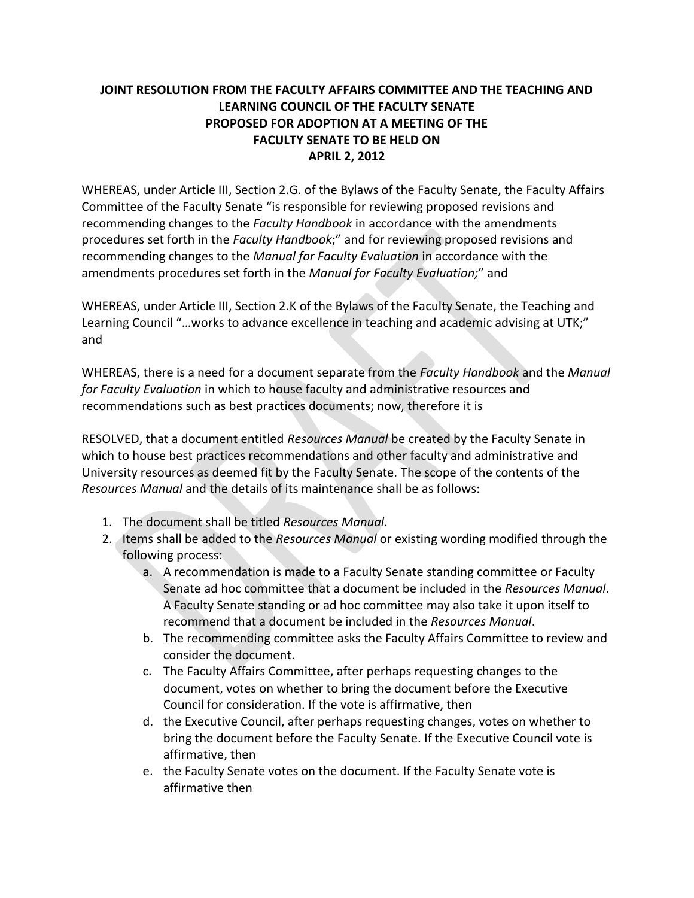**JOINT RESOLUTION FROM THE FACULTY AFFAIRS COMMITTEE AND THE TEACHING AND LEARNING COUNCIL OF THE FACULTY SENATE PROPOSED FOR ADOPTION AT A MEETING OF THE FACULTY SENATE TO BE HELD ON APRIL 2, 2012**

WHEREAS, under Article III, Section 2.G. of the Bylaws of the Faculty Senate, the Faculty Affairs Committee of the Faculty Senate "is responsible for reviewing proposed revisions and recommending changes to the *Faculty Handbook* in accordance with the amendments procedures set forth in the *Faculty Handbook*;" and for reviewing proposed revisions and recommending changes to the *Manual for Faculty Evaluation* in accordance with the amendments procedures set forth in the *Manual for Faculty Evaluation;*" and

WHEREAS, under Article III, Section 2.K of the Bylaws of the Faculty Senate, the Teaching and Learning Council "…works to advance excellence in teaching and academic advising at UTK;" and

WHEREAS, there is a need for a document separate from the *Faculty Handbook* and the *Manual for Faculty Evaluation* in which to house faculty and administrative resources and recommendations such as best practices documents; now, therefore it is

RESOLVED, that a document entitled *Resources Manual* be created by the Faculty Senate in which to house best practices recommendations and other faculty and administrative and University resources as deemed fit by the Faculty Senate. The scope of the contents of the *Resources Manual* and the details of its maintenance shall be as follows:

1. The document shall be titled *Resources Manual*.
2. Items shall be added to the *Resources Manual* or existing wording modified through the following process:
    a. A recommendation is made to a Faculty Senate standing committee or Faculty Senate ad hoc committee that a document be included in the *Resources Manual*. A Faculty Senate standing or ad hoc committee may also take it upon itself to recommend that a document be included in the *Resources Manual*.
    b. The recommending committee asks the Faculty Affairs Committee to review and consider the document.
    c. The Faculty Affairs Committee, after perhaps requesting changes to the document, votes on whether to bring the document before the Executive Council for consideration. If the vote is affirmative, then
    d. the Executive Council, after perhaps requesting changes, votes on whether to bring the document before the Faculty Senate. If the Executive Council vote is affirmative, then
    e. the Faculty Senate votes on the document. If the Faculty Senate vote is affirmative then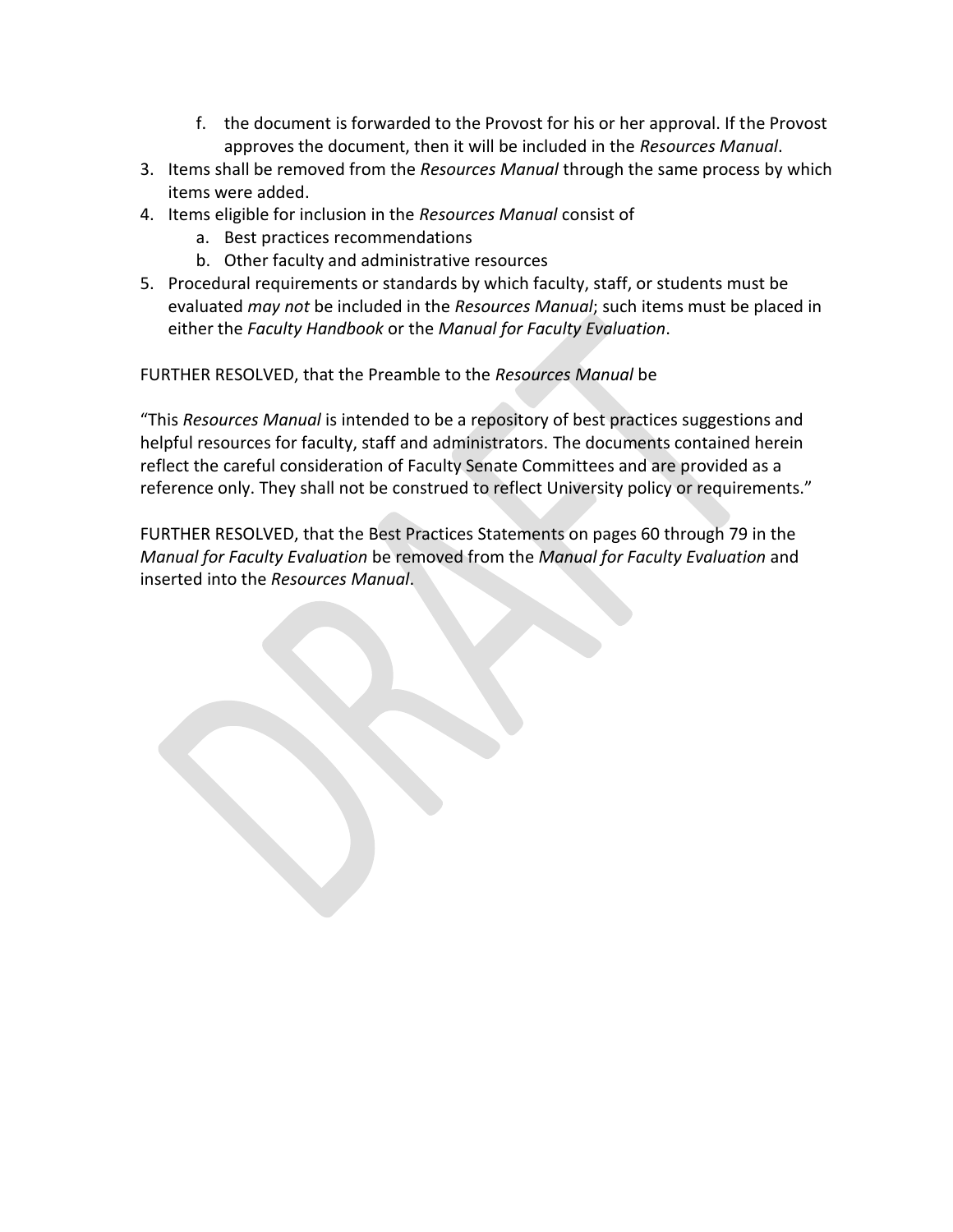f. the document is forwarded to the Provost for his or her approval. If the Provost approves the document, then it will be included in the *Resources Manual*.

3. Items shall be removed from the *Resources Manual* through the same process by which items were added.
4. Items eligible for inclusion in the *Resources Manual* consist of
   a. Best practices recommendations
   b. Other faculty and administrative resources
5. Procedural requirements or standards by which faculty, staff, or students must be evaluated *may not* be included in the *Resources Manual*; such items must be placed in either the *Faculty Handbook* or the *Manual for Faculty Evaluation*.

FURTHER RESOLVED, that the Preamble to the *Resources Manual* be

"This *Resources Manual* is intended to be a repository of best practices suggestions and helpful resources for faculty, staff and administrators. The documents contained herein reflect the careful consideration of Faculty Senate Committees and are provided as a reference only. They shall not be construed to reflect University policy or requirements."

FURTHER RESOLVED, that the Best Practices Statements on pages 60 through 79 in the *Manual for Faculty Evaluation* be removed from the *Manual for Faculty Evaluation* and inserted into the *Resources Manual*.